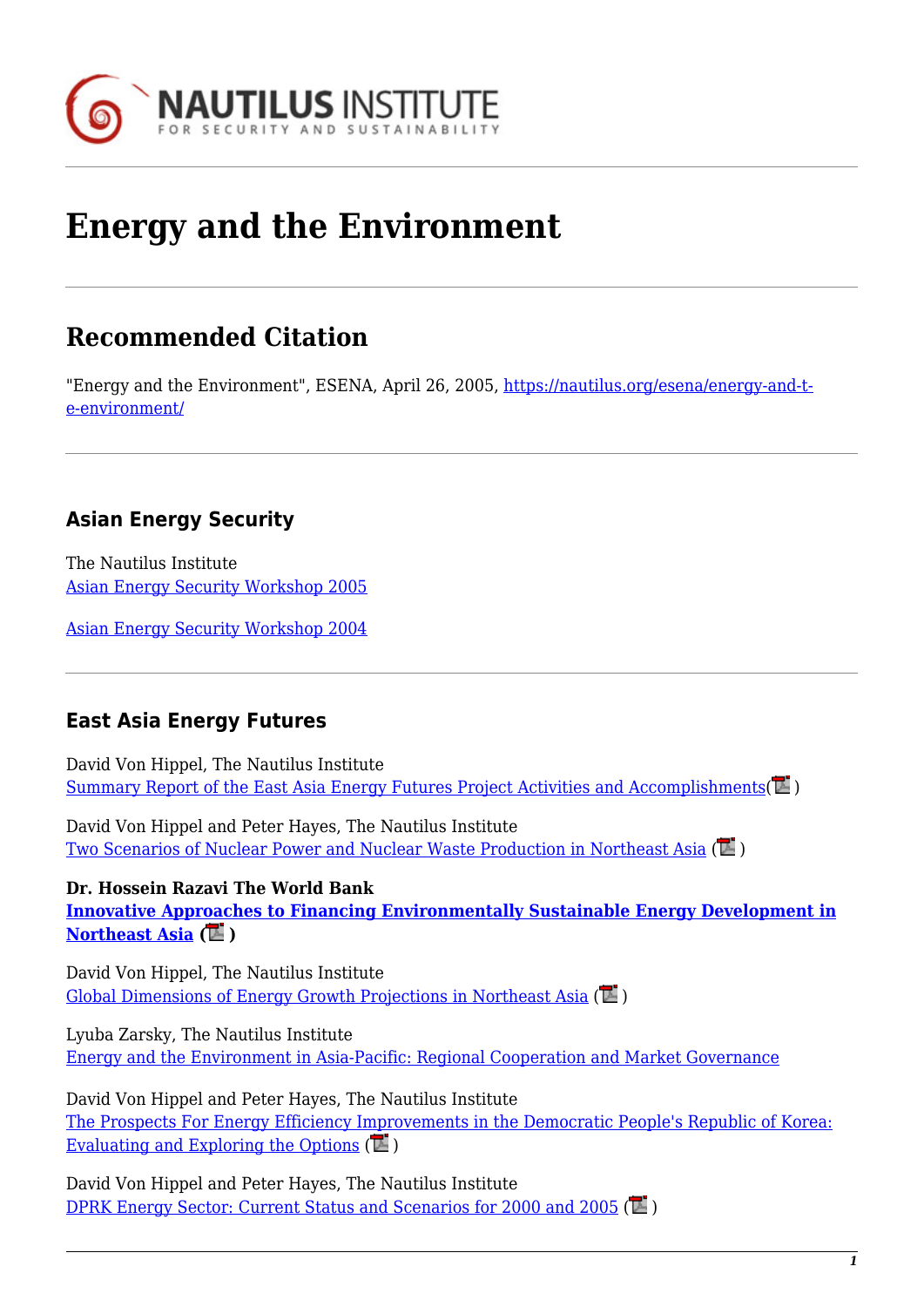# Energy and the Environment

## Recommended Citation

"Energy and the Environment", ESENA, April 26, 2005, https://nautilus.org/esena/energy-and-the-environment/

### Asian Energy Security

The Nautilus Institute
Asian Energy Security Workshop 2005

Asian Energy Security Workshop 2004

### East Asia Energy Futures

David Von Hippel, The Nautilus Institute
Summary Report of the East Asia Energy Futures Project Activities and Accomplishments( )

David Von Hippel and Peter Hayes, The Nautilus Institute
Two Scenarios of Nuclear Power and Nuclear Waste Production in Northeast Asia ( )

**Dr. Hossein Razavi The World Bank**
**Innovative Approaches to Financing Environmentally Sustainable Energy Development in Northeast Asia ( )**

David Von Hippel, The Nautilus Institute
Global Dimensions of Energy Growth Projections in Northeast Asia ( )

Lyuba Zarsky, The Nautilus Institute
Energy and the Environment in Asia-Pacific: Regional Cooperation and Market Governance

David Von Hippel and Peter Hayes, The Nautilus Institute
The Prospects For Energy Efficiency Improvements in the Democratic People's Republic of Korea: Evaluating and Exploring the Options ( )

David Von Hippel and Peter Hayes, The Nautilus Institute
DPRK Energy Sector: Current Status and Scenarios for 2000 and 2005 ( )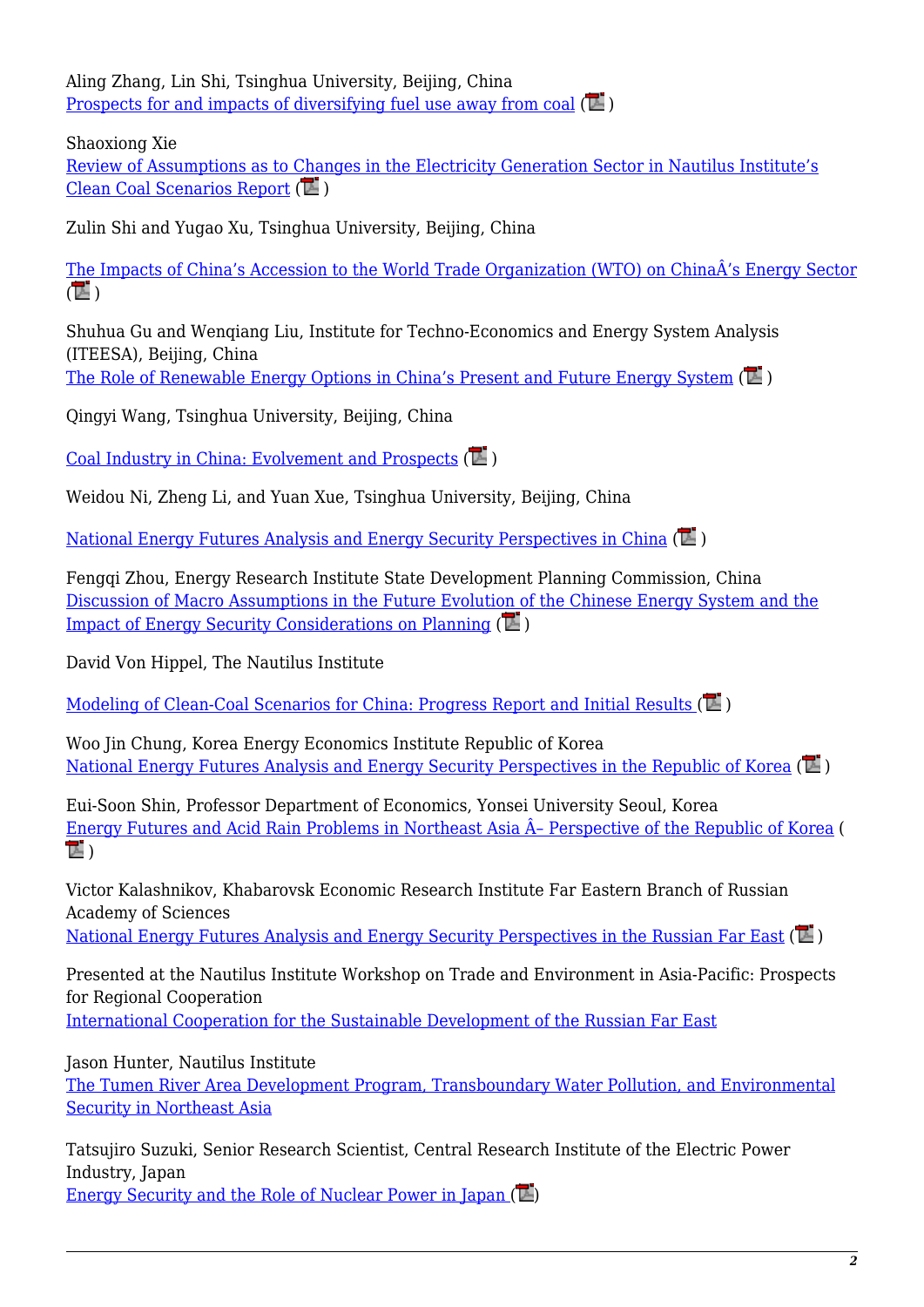Aling Zhang, Lin Shi, Tsinghua University, Beijing, China
Prospects for and impacts of diversifying fuel use away from coal ( )

Shaoxiong Xie
Review of Assumptions as to Changes in the Electricity Generation Sector in Nautilus Institute's Clean Coal Scenarios Report ( )

Zulin Shi and Yugao Xu, Tsinghua University, Beijing, China

The Impacts of China's Accession to the World Trade Organization (WTO) on ChinaÂ's Energy Sector ( )

Shuhua Gu and Wenqiang Liu, Institute for Techno-Economics and Energy System Analysis (ITEESA), Beijing, China
The Role of Renewable Energy Options in China's Present and Future Energy System ( )

Qingyi Wang, Tsinghua University, Beijing, China

Coal Industry in China: Evolvement and Prospects ( )

Weidou Ni, Zheng Li, and Yuan Xue, Tsinghua University, Beijing, China

National Energy Futures Analysis and Energy Security Perspectives in China ( )

Fengqi Zhou, Energy Research Institute State Development Planning Commission, China
Discussion of Macro Assumptions in the Future Evolution of the Chinese Energy System and the Impact of Energy Security Considerations on Planning ( )

David Von Hippel, The Nautilus Institute

Modeling of Clean-Coal Scenarios for China: Progress Report and Initial Results ( )

Woo Jin Chung, Korea Energy Economics Institute Republic of Korea
National Energy Futures Analysis and Energy Security Perspectives in the Republic of Korea ( )

Eui-Soon Shin, Professor Department of Economics, Yonsei University Seoul, Korea
Energy Futures and Acid Rain Problems in Northeast Asia Â– Perspective of the Republic of Korea ( )

Victor Kalashnikov, Khabarovsk Economic Research Institute Far Eastern Branch of Russian Academy of Sciences
National Energy Futures Analysis and Energy Security Perspectives in the Russian Far East ( )

Presented at the Nautilus Institute Workshop on Trade and Environment in Asia-Pacific: Prospects for Regional Cooperation
International Cooperation for the Sustainable Development of the Russian Far East

Jason Hunter, Nautilus Institute
The Tumen River Area Development Program, Transboundary Water Pollution, and Environmental Security in Northeast Asia

Tatsujiro Suzuki, Senior Research Scientist, Central Research Institute of the Electric Power Industry, Japan
Energy Security and the Role of Nuclear Power in Japan ( )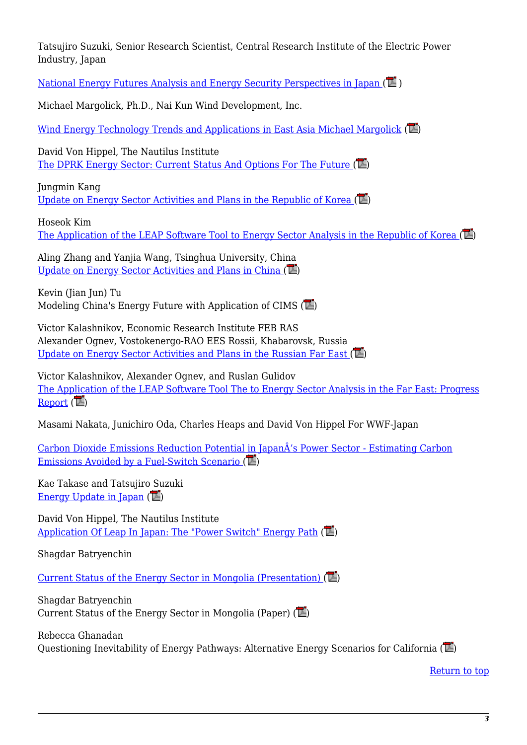Tatsujiro Suzuki, Senior Research Scientist, Central Research Institute of the Electric Power Industry, Japan

National Energy Futures Analysis and Energy Security Perspectives in Japan ( )

Michael Margolick, Ph.D., Nai Kun Wind Development, Inc.

Wind Energy Technology Trends and Applications in East Asia Michael Margolick ( )

David Von Hippel, The Nautilus Institute
The DPRK Energy Sector: Current Status And Options For The Future ( )

Jungmin Kang
Update on Energy Sector Activities and Plans in the Republic of Korea ( )

Hoseok Kim
The Application of the LEAP Software Tool to Energy Sector Analysis in the Republic of Korea ( )

Aling Zhang and Yanjia Wang, Tsinghua University, China
Update on Energy Sector Activities and Plans in China ( )

Kevin (Jian Jun) Tu
Modeling China's Energy Future with Application of CIMS ( )

Victor Kalashnikov, Economic Research Institute FEB RAS
Alexander Ognev, Vostokenergo-RAO EES Rossii, Khabarovsk, Russia
Update on Energy Sector Activities and Plans in the Russian Far East ( )

Victor Kalashnikov, Alexander Ognev, and Ruslan Gulidov
The Application of the LEAP Software Tool The to Energy Sector Analysis in the Far East: Progress Report ( )

Masami Nakata, Junichiro Oda, Charles Heaps and David Von Hippel For WWF-Japan

Carbon Dioxide Emissions Reduction Potential in JapanÂ's Power Sector - Estimating Carbon Emissions Avoided by a Fuel-Switch Scenario ( )

Kae Takase and Tatsujiro Suzuki
Energy Update in Japan ( )

David Von Hippel, The Nautilus Institute
Application Of Leap In Japan: The "Power Switch" Energy Path ( )

Shagdar Batryenchin

Current Status of the Energy Sector in Mongolia (Presentation) ( )

Shagdar Batryenchin
Current Status of the Energy Sector in Mongolia (Paper) ( )

Rebecca Ghanadan
Questioning Inevitability of Energy Pathways: Alternative Energy Scenarios for California ( )

Return to top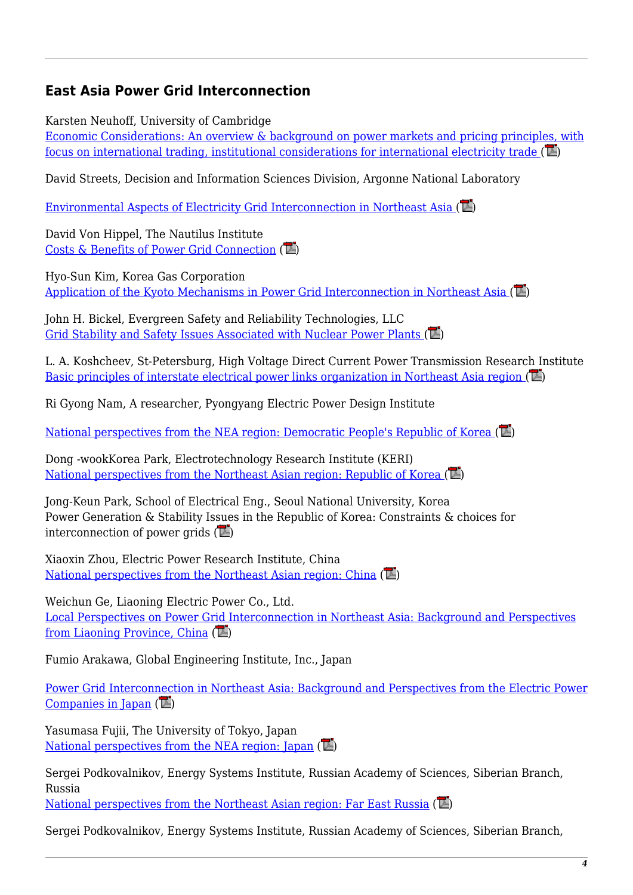## East Asia Power Grid Interconnection

Karsten Neuhoff, University of Cambridge
Economic Considerations: An overview & background on power markets and pricing principles, with focus on international trading, institutional considerations for international electricity trade ()

David Streets, Decision and Information Sciences Division, Argonne National Laboratory

Environmental Aspects of Electricity Grid Interconnection in Northeast Asia ()

David Von Hippel, The Nautilus Institute
Costs & Benefits of Power Grid Connection ()

Hyo-Sun Kim, Korea Gas Corporation
Application of the Kyoto Mechanisms in Power Grid Interconnection in Northeast Asia ()

John H. Bickel, Evergreen Safety and Reliability Technologies, LLC
Grid Stability and Safety Issues Associated with Nuclear Power Plants ()

L. A. Koshcheev, St-Petersburg, High Voltage Direct Current Power Transmission Research Institute
Basic principles of interstate electrical power links organization in Northeast Asia region ()

Ri Gyong Nam, A researcher, Pyongyang Electric Power Design Institute

National perspectives from the NEA region: Democratic People's Republic of Korea ()

Dong -wookKorea Park, Electrotechnology Research Institute (KERI)
National perspectives from the Northeast Asian region: Republic of Korea ()

Jong-Keun Park, School of Electrical Eng., Seoul National University, Korea
Power Generation & Stability Issues in the Republic of Korea: Constraints & choices for interconnection of power grids ()

Xiaoxin Zhou, Electric Power Research Institute, China
National perspectives from the Northeast Asian region: China ()

Weichun Ge, Liaoning Electric Power Co., Ltd.
Local Perspectives on Power Grid Interconnection in Northeast Asia: Background and Perspectives from Liaoning Province, China ()

Fumio Arakawa, Global Engineering Institute, Inc., Japan

Power Grid Interconnection in Northeast Asia: Background and Perspectives from the Electric Power Companies in Japan ()

Yasumasa Fujii, The University of Tokyo, Japan
National perspectives from the NEA region: Japan ()

Sergei Podkovalnikov, Energy Systems Institute, Russian Academy of Sciences, Siberian Branch, Russia
National perspectives from the Northeast Asian region: Far East Russia ()

Sergei Podkovalnikov, Energy Systems Institute, Russian Academy of Sciences, Siberian Branch,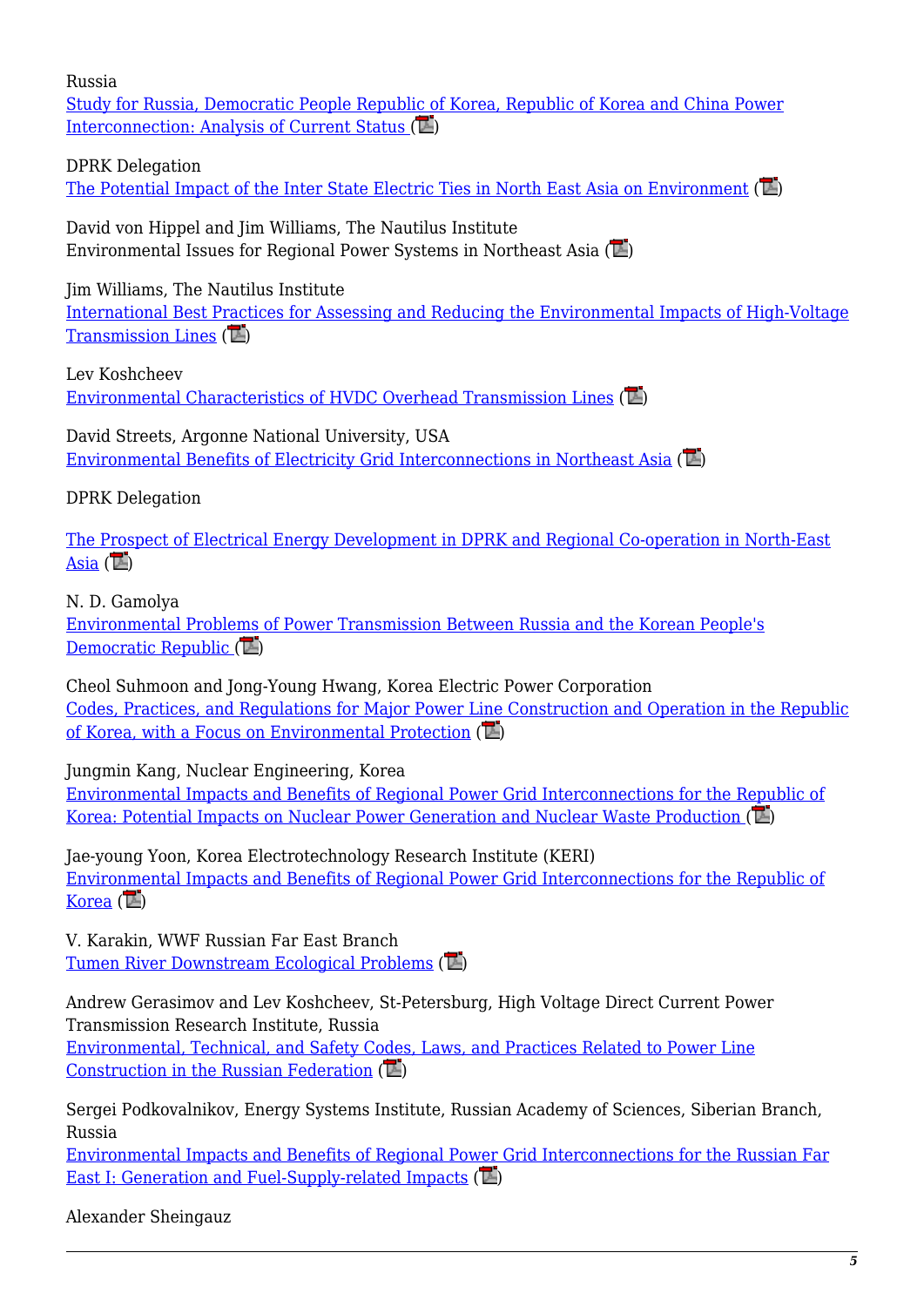Russia
Study for Russia, Democratic People Republic of Korea, Republic of Korea and China Power Interconnection: Analysis of Current Status ()

DPRK Delegation
The Potential Impact of the Inter State Electric Ties in North East Asia on Environment ()

David von Hippel and Jim Williams, The Nautilus Institute
Environmental Issues for Regional Power Systems in Northeast Asia ()

Jim Williams, The Nautilus Institute
International Best Practices for Assessing and Reducing the Environmental Impacts of High-Voltage Transmission Lines ()

Lev Koshcheev
Environmental Characteristics of HVDC Overhead Transmission Lines ()

David Streets, Argonne National University, USA
Environmental Benefits of Electricity Grid Interconnections in Northeast Asia ()

DPRK Delegation

The Prospect of Electrical Energy Development in DPRK and Regional Co-operation in North-East Asia ()

N. D. Gamolya
Environmental Problems of Power Transmission Between Russia and the Korean People's Democratic Republic ()

Cheol Suhmoon and Jong-Young Hwang, Korea Electric Power Corporation
Codes, Practices, and Regulations for Major Power Line Construction and Operation in the Republic of Korea, with a Focus on Environmental Protection ()

Jungmin Kang, Nuclear Engineering, Korea
Environmental Impacts and Benefits of Regional Power Grid Interconnections for the Republic of Korea: Potential Impacts on Nuclear Power Generation and Nuclear Waste Production ()

Jae-young Yoon, Korea Electrotechnology Research Institute (KERI)
Environmental Impacts and Benefits of Regional Power Grid Interconnections for the Republic of Korea ()

V. Karakin, WWF Russian Far East Branch
Tumen River Downstream Ecological Problems ()

Andrew Gerasimov and Lev Koshcheev, St-Petersburg, High Voltage Direct Current Power Transmission Research Institute, Russia
Environmental, Technical, and Safety Codes, Laws, and Practices Related to Power Line Construction in the Russian Federation ()

Sergei Podkovalnikov, Energy Systems Institute, Russian Academy of Sciences, Siberian Branch, Russia
Environmental Impacts and Benefits of Regional Power Grid Interconnections for the Russian Far East I: Generation and Fuel-Supply-related Impacts ()

Alexander Sheingauz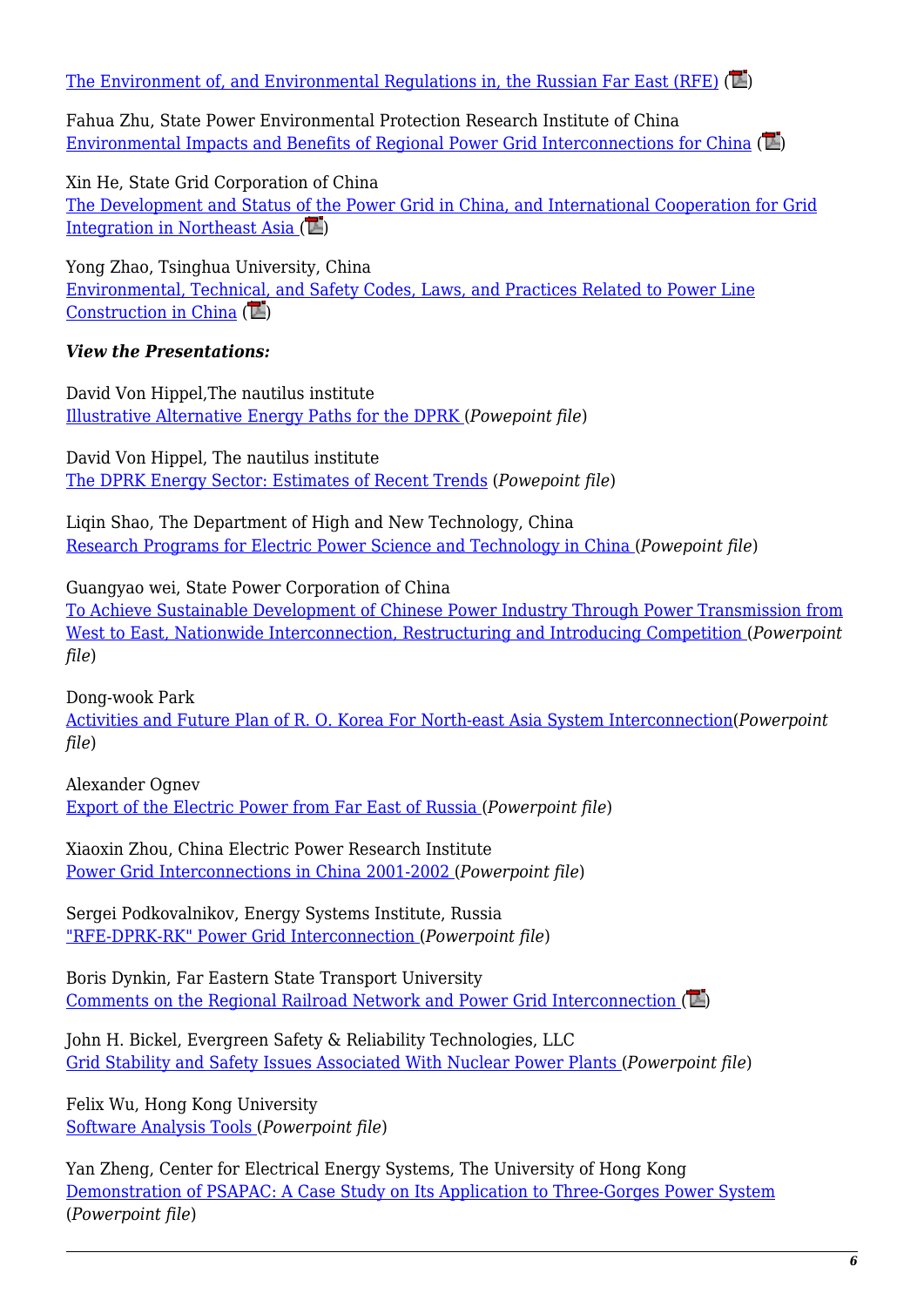The Environment of, and Environmental Regulations in, the Russian Far East (RFE) ()

Fahua Zhu, State Power Environmental Protection Research Institute of China
Environmental Impacts and Benefits of Regional Power Grid Interconnections for China ()

Xin He, State Grid Corporation of China
The Development and Status of the Power Grid in China, and International Cooperation for Grid Integration in Northeast Asia ()

Yong Zhao, Tsinghua University, China
Environmental, Technical, and Safety Codes, Laws, and Practices Related to Power Line Construction in China ()

***View the Presentations:***

David Von Hippel,The nautilus institute
Illustrative Alternative Energy Paths for the DPRK (*Powepoint file*)

David Von Hippel, The nautilus institute
The DPRK Energy Sector: Estimates of Recent Trends (*Powepoint file*)

Liqin Shao, The Department of High and New Technology, China
Research Programs for Electric Power Science and Technology in China (*Powepoint file*)

Guangyao wei, State Power Corporation of China
To Achieve Sustainable Development of Chinese Power Industry Through Power Transmission from West to East, Nationwide Interconnection, Restructuring and Introducing Competition (*Powerpoint file*)

Dong-wook Park
Activities and Future Plan of R. O. Korea For North-east Asia System Interconnection(*Powerpoint file*)

Alexander Ognev
Export of the Electric Power from Far East of Russia (*Powepoint file*)

Xiaoxin Zhou, China Electric Power Research Institute
Power Grid Interconnections in China 2001-2002 (*Powepoint file*)

Sergei Podkovalnikov, Energy Systems Institute, Russia
"RFE-DPRK-RK" Power Grid Interconnection (*Powepoint file*)

Boris Dynkin, Far Eastern State Transport University
Comments on the Regional Railroad Network and Power Grid Interconnection ()

John H. Bickel, Evergreen Safety & Reliability Technologies, LLC
Grid Stability and Safety Issues Associated With Nuclear Power Plants (*Powepoint file*)

Felix Wu, Hong Kong University
Software Analysis Tools (*Powepoint file*)

Yan Zheng, Center for Electrical Energy Systems, The University of Hong Kong
Demonstration of PSAPAC: A Case Study on Its Application to Three-Gorges Power System (*Powepoint file*)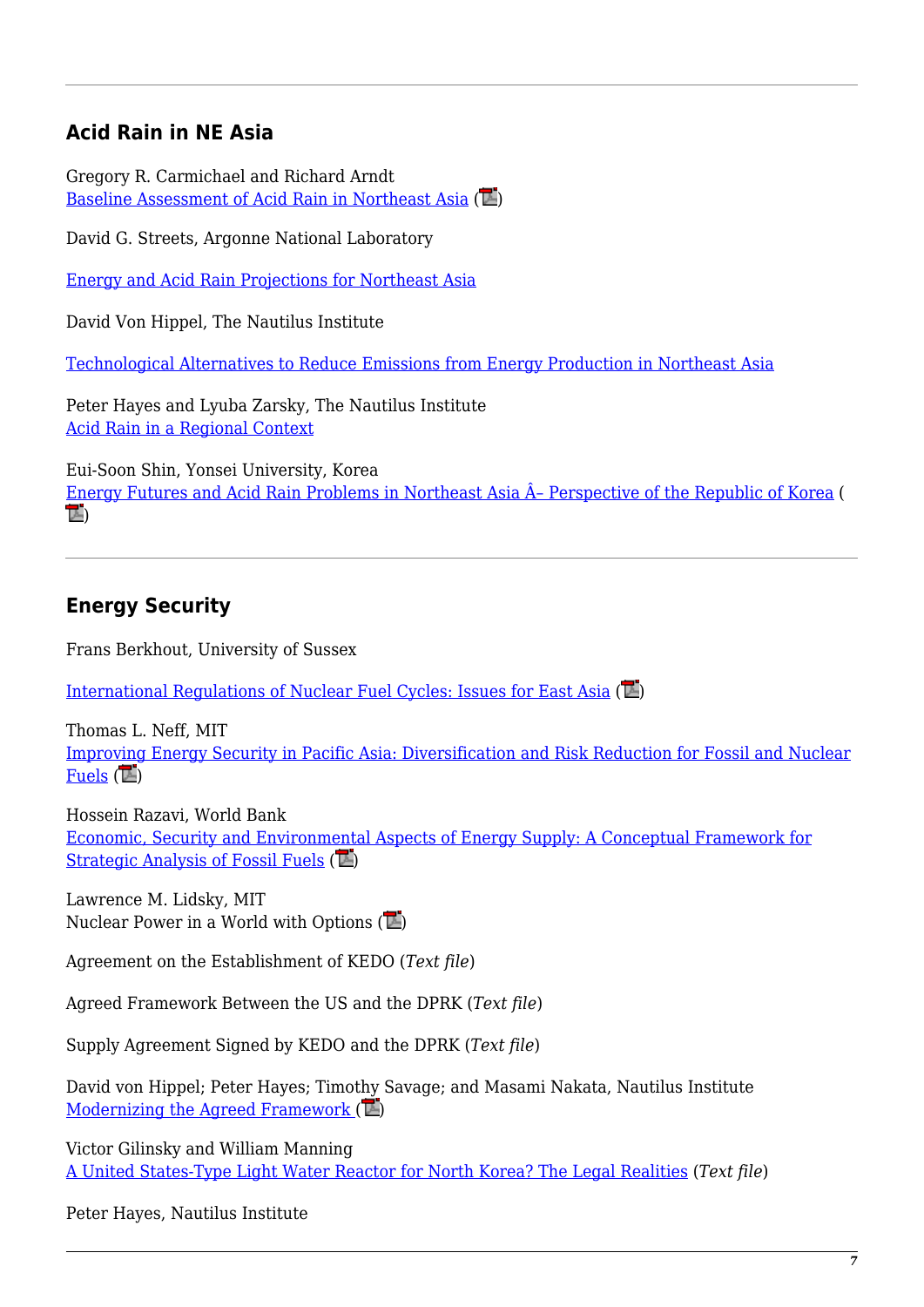## Acid Rain in NE Asia

Gregory R. Carmichael and Richard Arndt
Baseline Assessment of Acid Rain in Northeast Asia ()

David G. Streets, Argonne National Laboratory

Energy and Acid Rain Projections for Northeast Asia

David Von Hippel, The Nautilus Institute

Technological Alternatives to Reduce Emissions from Energy Production in Northeast Asia

Peter Hayes and Lyuba Zarsky, The Nautilus Institute
Acid Rain in a Regional Context

Eui-Soon Shin, Yonsei University, Korea
Energy Futures and Acid Rain Problems in Northeast Asia Â– Perspective of the Republic of Korea ()

## Energy Security

Frans Berkhout, University of Sussex

International Regulations of Nuclear Fuel Cycles: Issues for East Asia ()

Thomas L. Neff, MIT
Improving Energy Security in Pacific Asia: Diversification and Risk Reduction for Fossil and Nuclear Fuels ()

Hossein Razavi, World Bank
Economic, Security and Environmental Aspects of Energy Supply: A Conceptual Framework for Strategic Analysis of Fossil Fuels ()

Lawrence M. Lidsky, MIT
Nuclear Power in a World with Options ()

Agreement on the Establishment of KEDO (*Text file*)

Agreed Framework Between the US and the DPRK (*Text file*)

Supply Agreement Signed by KEDO and the DPRK (*Text file*)

David von Hippel; Peter Hayes; Timothy Savage; and Masami Nakata, Nautilus Institute
Modernizing the Agreed Framework ()

Victor Gilinsky and William Manning
A United States-Type Light Water Reactor for North Korea? The Legal Realities (*Text file*)

Peter Hayes, Nautilus Institute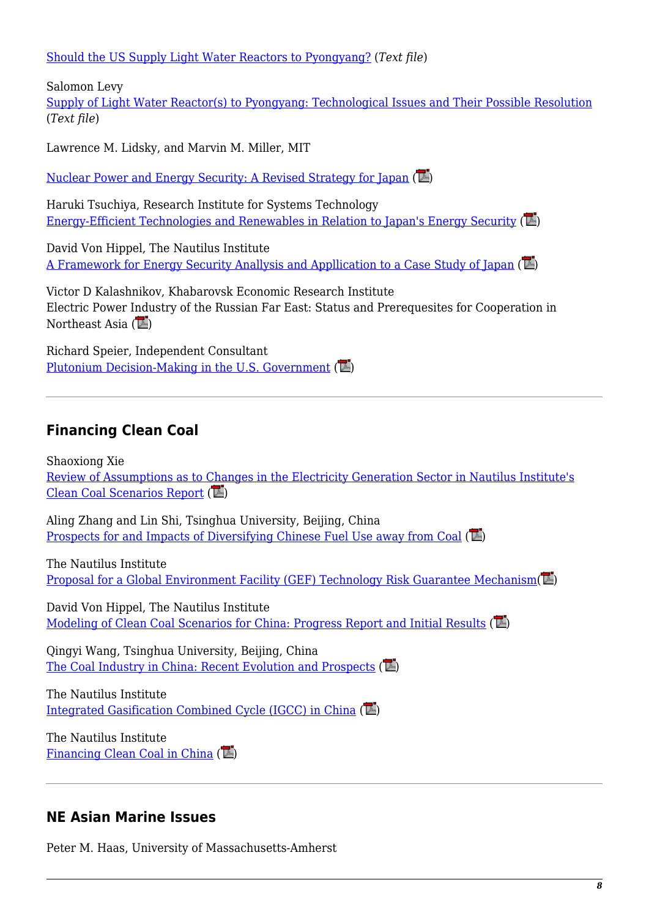Should the US Supply Light Water Reactors to Pyongyang? (*Text file*)

Salomon Levy
Supply of Light Water Reactor(s) to Pyongyang: Technological Issues and Their Possible Resolution (*Text file*)

Lawrence M. Lidsky, and Marvin M. Miller, MIT

Nuclear Power and Energy Security: A Revised Strategy for Japan

Haruki Tsuchiya, Research Institute for Systems Technology
Energy-Efficient Technologies and Renewables in Relation to Japan's Energy Security

David Von Hippel, The Nautilus Institute
A Framework for Energy Security Anallysis and Appllication to a Case Study of Japan

Victor D Kalashnikov, Khabarovsk Economic Research Institute
Electric Power Industry of the Russian Far East: Status and Prerequesites for Cooperation in Northeast Asia

Richard Speier, Independent Consultant
Plutonium Decision-Making in the U.S. Government

---

## Financing Clean Coal

Shaoxiong Xie
Review of Assumptions as to Changes in the Electricity Generation Sector in Nautilus Institute's Clean Coal Scenarios Report

Aling Zhang and Lin Shi, Tsinghua University, Beijing, China
Prospects for and Impacts of Diversifying Chinese Fuel Use away from Coal

The Nautilus Institute
Proposal for a Global Environment Facility (GEF) Technology Risk Guarantee Mechanism

David Von Hippel, The Nautilus Institute
Modeling of Clean Coal Scenarios for China: Progress Report and Initial Results

Qingyi Wang, Tsinghua University, Beijing, China
The Coal Industry in China: Recent Evolution and Prospects

The Nautilus Institute
Integrated Gasification Combined Cycle (IGCC) in China

The Nautilus Institute
Financing Clean Coal in China

---

## NE Asian Marine Issues

Peter M. Haas, University of Massachusetts-Amherst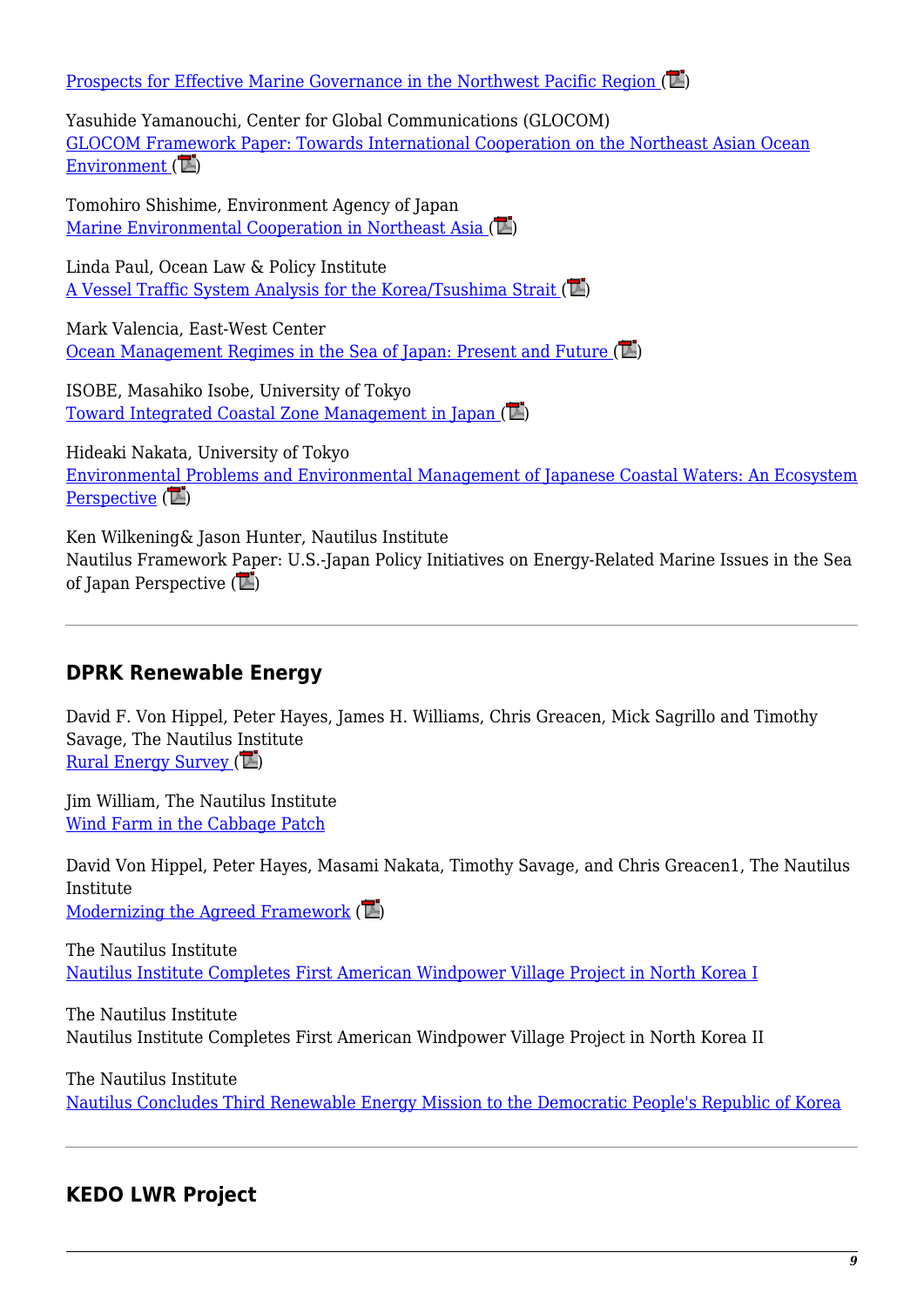Prospects for Effective Marine Governance in the Northwest Pacific Region ()

Yasuhide Yamanouchi, Center for Global Communications (GLOCOM)
GLOCOM Framework Paper: Towards International Cooperation on the Northeast Asian Ocean Environment ()

Tomohiro Shishime, Environment Agency of Japan
Marine Environmental Cooperation in Northeast Asia ()

Linda Paul, Ocean Law & Policy Institute
A Vessel Traffic System Analysis for the Korea/Tsushima Strait ()

Mark Valencia, East-West Center
Ocean Management Regimes in the Sea of Japan: Present and Future ()

ISOBE, Masahiko Isobe, University of Tokyo
Toward Integrated Coastal Zone Management in Japan ()

Hideaki Nakata, University of Tokyo
Environmental Problems and Environmental Management of Japanese Coastal Waters: An Ecosystem Perspective ()

Ken Wilkening& Jason Hunter, Nautilus Institute
Nautilus Framework Paper: U.S.-Japan Policy Initiatives on Energy-Related Marine Issues in the Sea of Japan Perspective ()

---

## DPRK Renewable Energy

David F. Von Hippel, Peter Hayes, James H. Williams, Chris Greacen, Mick Sagrillo and Timothy Savage, The Nautilus Institute
Rural Energy Survey ()

Jim William, The Nautilus Institute
Wind Farm in the Cabbage Patch

David Von Hippel, Peter Hayes, Masami Nakata, Timothy Savage, and Chris Greacen1, The Nautilus Institute
Modernizing the Agreed Framework ()

The Nautilus Institute
Nautilus Institute Completes First American Windpower Village Project in North Korea I

The Nautilus Institute
Nautilus Institute Completes First American Windpower Village Project in North Korea II

The Nautilus Institute
Nautilus Concludes Third Renewable Energy Mission to the Democratic People's Republic of Korea

---

## KEDO LWR Project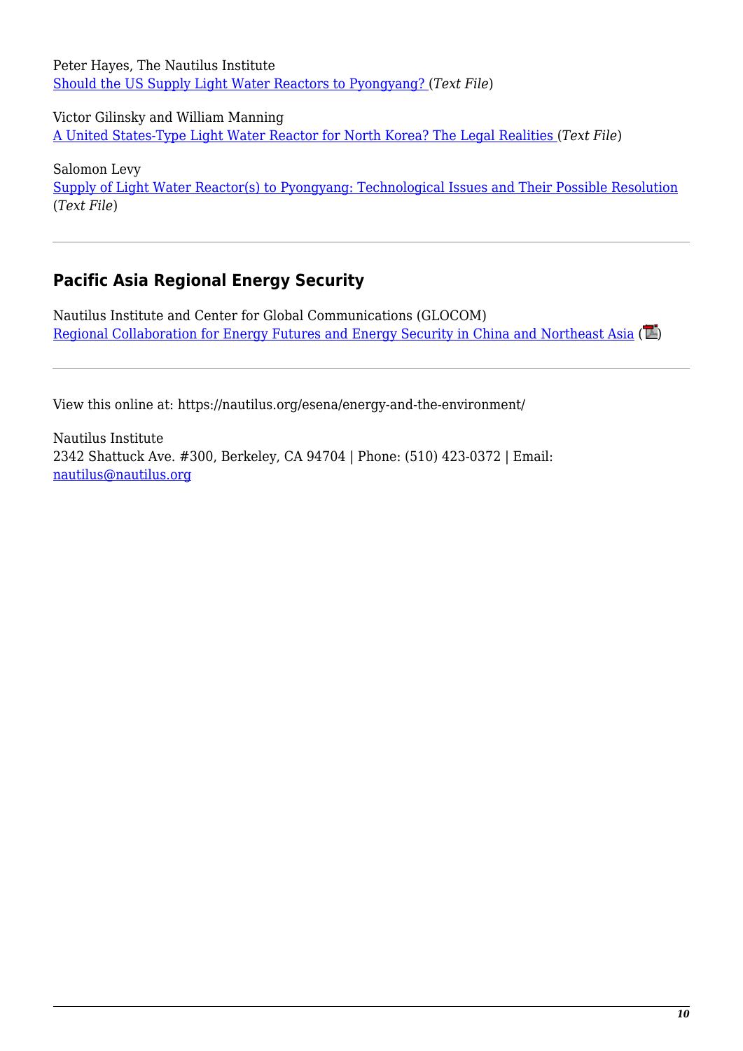Peter Hayes, The Nautilus Institute
[Should the US Supply Light Water Reactors to Pyongyang?](#) (*Text File*)

Victor Gilinsky and William Manning
[A United States-Type Light Water Reactor for North Korea? The Legal Realities](#) (*Text File*)

Salomon Levy
[Supply of Light Water Reactor(s) to Pyongyang: Technological Issues and Their Possible Resolution](#) (*Text File*)

---

## Pacific Asia Regional Energy Security

Nautilus Institute and Center for Global Communications (GLOCOM)
[Regional Collaboration for Energy Futures and Energy Security in China and Northeast Asia](#) ( )

---

View this online at: https://nautilus.org/esena/energy-and-the-environment/

Nautilus Institute
2342 Shattuck Ave. #300, Berkeley, CA 94704 | Phone: (510) 423-0372 | Email: [nautilus@nautilus.org](mailto:nautilus@nautilus.org)